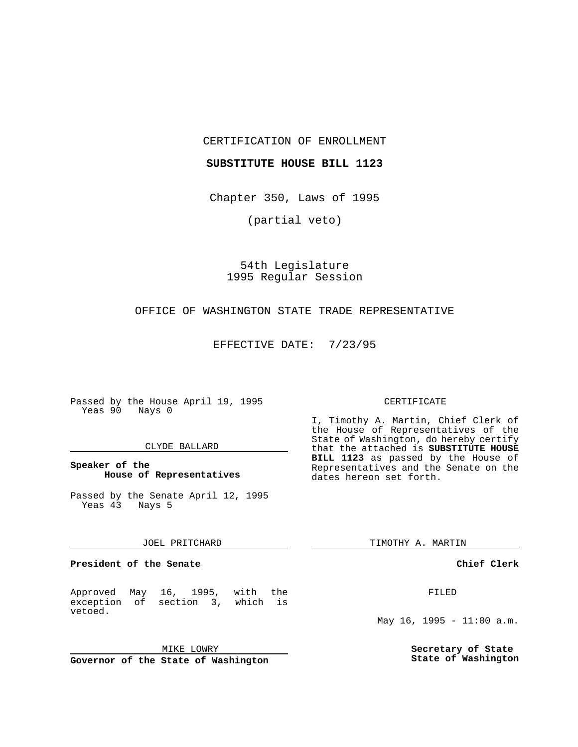CERTIFICATION OF ENROLLMENT

**SUBSTITUTE HOUSE BILL 1123**

Chapter 350, Laws of 1995

(partial veto)

54th Legislature
1995 Regular Session

OFFICE OF WASHINGTON STATE TRADE REPRESENTATIVE

EFFECTIVE DATE: 7/23/95

Passed by the House April 19, 1995
Yeas 90 Nays 0

CLYDE BALLARD

**Speaker of the House of Representatives**

Passed by the Senate April 12, 1995
Yeas 43 Nays 5

JOEL PRITCHARD

**President of the Senate**

Approved May 16, 1995, with the exception of section 3, which is vetoed.

MIKE LOWRY

**Governor of the State of Washington**

CERTIFICATE

I, Timothy A. Martin, Chief Clerk of the House of Representatives of the State of Washington, do hereby certify that the attached is **SUBSTITUTE HOUSE BILL 1123** as passed by the House of Representatives and the Senate on the dates hereon set forth.

TIMOTHY A. MARTIN

**Chief Clerk**

FILED

May 16, 1995 - 11:00 a.m.

**Secretary of State**
**State of Washington**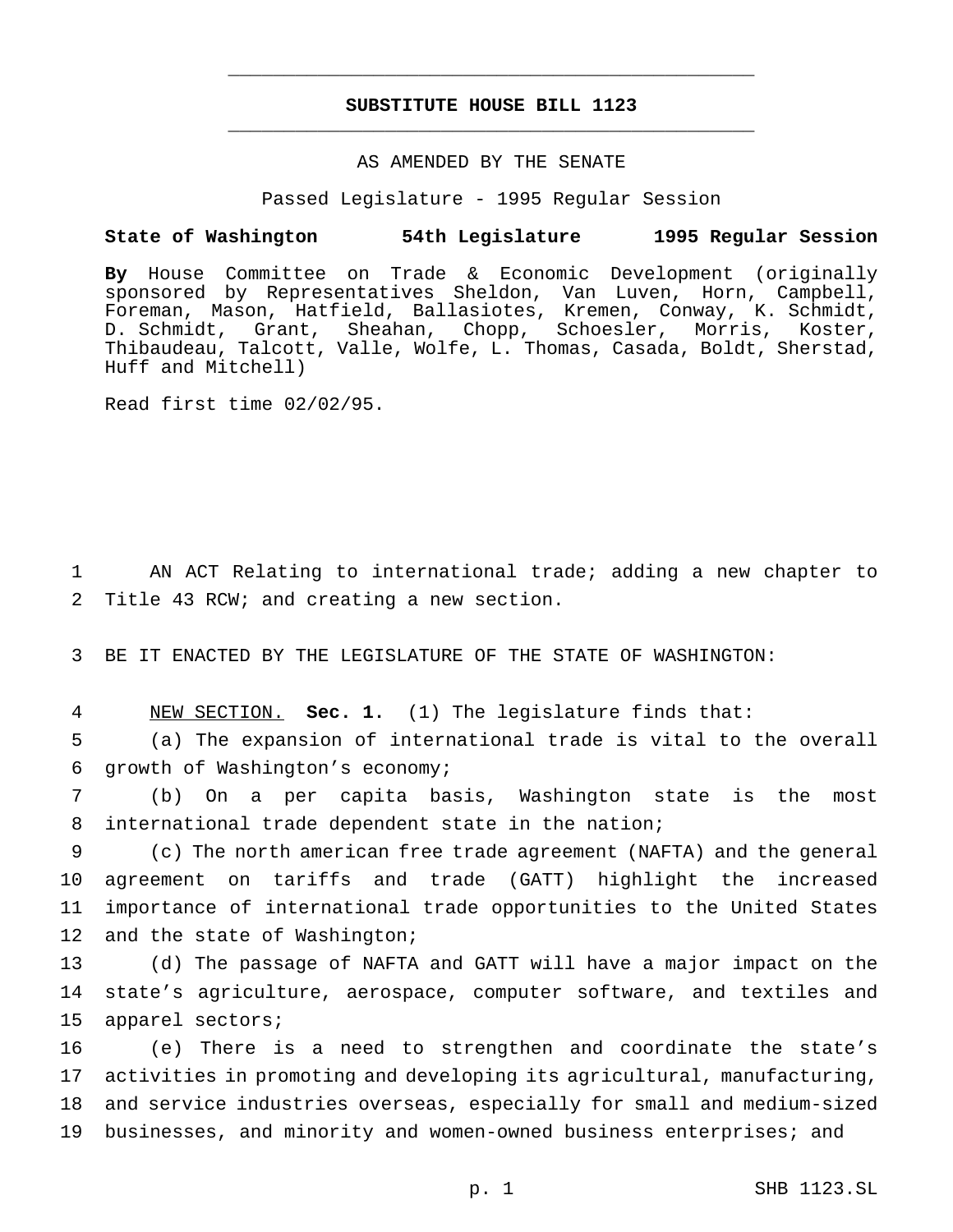# SUBSTITUTE HOUSE BILL 1123

AS AMENDED BY THE SENATE

Passed Legislature - 1995 Regular Session

**State of Washington 54th Legislature 1995 Regular Session**

**By** House Committee on Trade & Economic Development (originally sponsored by Representatives Sheldon, Van Luven, Horn, Campbell, Foreman, Mason, Hatfield, Ballasiotes, Kremen, Conway, K. Schmidt, D. Schmidt, Grant, Sheahan, Chopp, Schoesler, Morris, Koster, Thibaudeau, Talcott, Valle, Wolfe, L. Thomas, Casada, Boldt, Sherstad, Huff and Mitchell)

Read first time 02/02/95.

1 AN ACT Relating to international trade; adding a new chapter to
2 Title 43 RCW; and creating a new section.

3 BE IT ENACTED BY THE LEGISLATURE OF THE STATE OF WASHINGTON:

4 NEW SECTION. **Sec. 1.** (1) The legislature finds that:
5 (a) The expansion of international trade is vital to the overall
6 growth of Washington's economy;
7 (b) On a per capita basis, Washington state is the most
8 international trade dependent state in the nation;
9 (c) The north american free trade agreement (NAFTA) and the general
10 agreement on tariffs and trade (GATT) highlight the increased
11 importance of international trade opportunities to the United States
12 and the state of Washington;
13 (d) The passage of NAFTA and GATT will have a major impact on the
14 state's agriculture, aerospace, computer software, and textiles and
15 apparel sectors;
16 (e) There is a need to strengthen and coordinate the state's
17 activities in promoting and developing its agricultural, manufacturing,
18 and service industries overseas, especially for small and medium-sized
19 businesses, and minority and women-owned business enterprises; and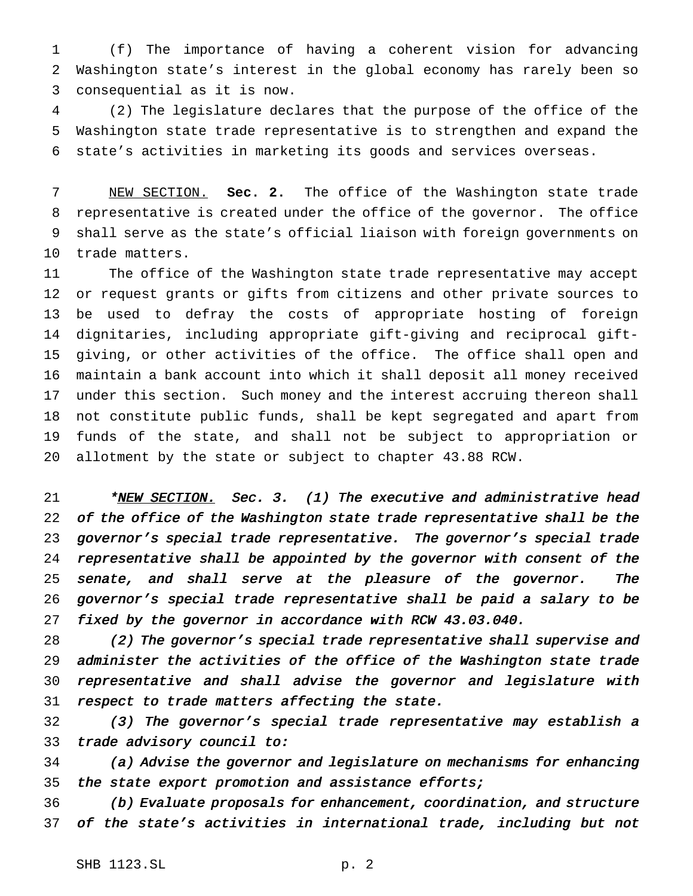(f) The importance of having a coherent vision for advancing Washington state's interest in the global economy has rarely been so consequential as it is now.

(2) The legislature declares that the purpose of the office of the Washington state trade representative is to strengthen and expand the state's activities in marketing its goods and services overseas.

NEW SECTION. **Sec. 2.** The office of the Washington state trade representative is created under the office of the governor. The office shall serve as the state's official liaison with foreign governments on trade matters.

The office of the Washington state trade representative may accept or request grants or gifts from citizens and other private sources to be used to defray the costs of appropriate hosting of foreign dignitaries, including appropriate gift-giving and reciprocal gift-giving, or other activities of the office. The office shall open and maintain a bank account into which it shall deposit all money received under this section. Such money and the interest accruing thereon shall not constitute public funds, shall be kept segregated and apart from funds of the state, and shall not be subject to appropriation or allotment by the state or subject to chapter 43.88 RCW.

**\****NEW SECTION. Sec. 3. (1) The executive and administrative head of the office of the Washington state trade representative shall be the governor's special trade representative. The governor's special trade representative shall be appointed by the governor with consent of the senate, and shall serve at the pleasure of the governor. The governor's special trade representative shall be paid a salary to be fixed by the governor in accordance with RCW 43.03.040.*

*(2) The governor's special trade representative shall supervise and administer the activities of the office of the Washington state trade representative and shall advise the governor and legislature with respect to trade matters affecting the state.*

*(3) The governor's special trade representative may establish a trade advisory council to:*

*(a) Advise the governor and legislature on mechanisms for enhancing the state export promotion and assistance efforts;*

*(b) Evaluate proposals for enhancement, coordination, and structure of the state's activities in international trade, including but not*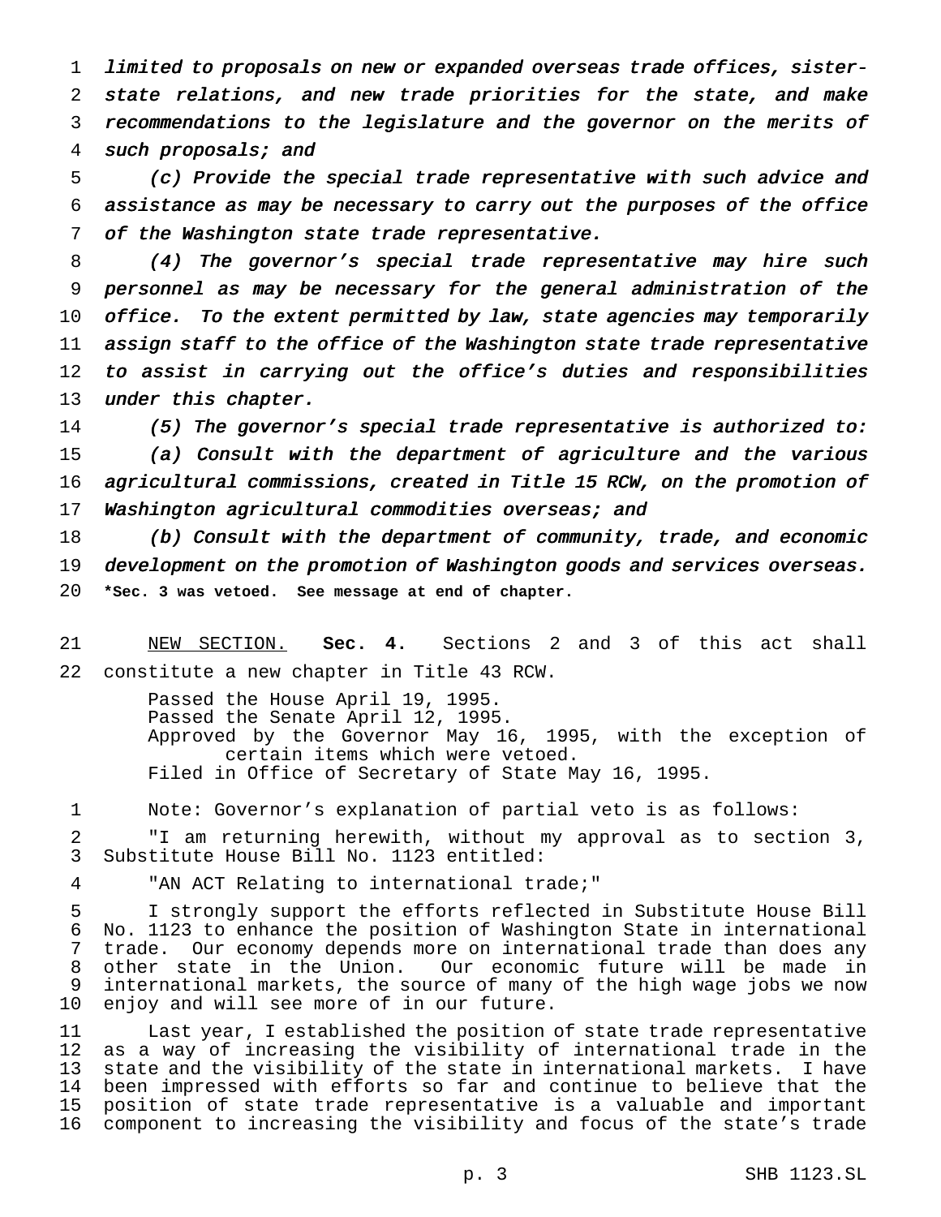*limited to proposals on new or expanded overseas trade offices, sister-state relations, and new trade priorities for the state, and make recommendations to the legislature and the governor on the merits of such proposals; and*

*(c) Provide the special trade representative with such advice and assistance as may be necessary to carry out the purposes of the office of the Washington state trade representative.*

*(4) The governor's special trade representative may hire such personnel as may be necessary for the general administration of the office. To the extent permitted by law, state agencies may temporarily assign staff to the office of the Washington state trade representative to assist in carrying out the office's duties and responsibilities under this chapter.*

*(5) The governor's special trade representative is authorized to:*

*(a) Consult with the department of agriculture and the various agricultural commissions, created in Title 15 RCW, on the promotion of Washington agricultural commodities overseas; and*

*(b) Consult with the department of community, trade, and economic development on the promotion of Washington goods and services overseas.*

**\*Sec. 3 was vetoed. See message at end of chapter.**

NEW SECTION. **Sec. 4.** Sections 2 and 3 of this act shall constitute a new chapter in Title 43 RCW.

Passed the House April 19, 1995.
Passed the Senate April 12, 1995.
Approved by the Governor May 16, 1995, with the exception of certain items which were vetoed.
Filed in Office of Secretary of State May 16, 1995.

Note: Governor's explanation of partial veto is as follows:

"I am returning herewith, without my approval as to section 3, Substitute House Bill No. 1123 entitled:

"AN ACT Relating to international trade;"

I strongly support the efforts reflected in Substitute House Bill No. 1123 to enhance the position of Washington State in international trade. Our economy depends more on international trade than does any other state in the Union. Our economic future will be made in international markets, the source of many of the high wage jobs we now enjoy and will see more of in our future.

Last year, I established the position of state trade representative as a way of increasing the visibility of international trade in the state and the visibility of the state in international markets. I have been impressed with efforts so far and continue to believe that the position of state trade representative is a valuable and important component to increasing the visibility and focus of the state's trade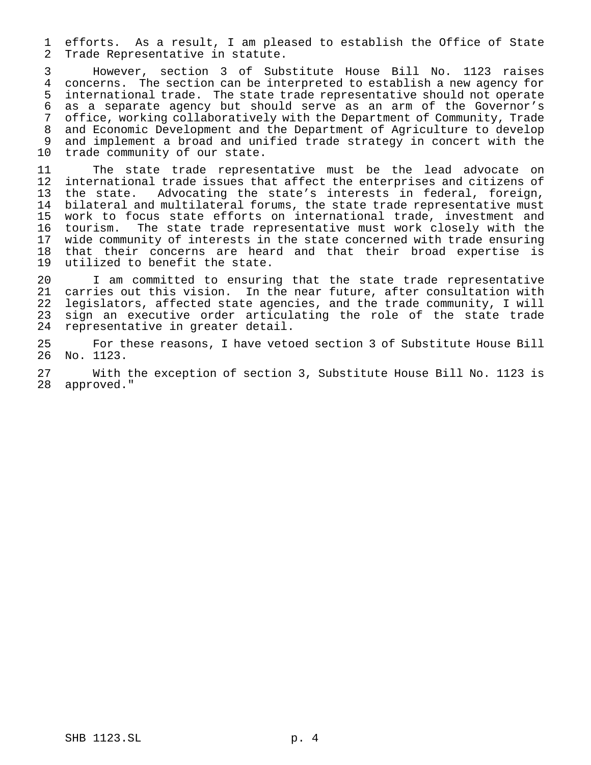efforts. As a result, I am pleased to establish the Office of State Trade Representative in statute.

However, section 3 of Substitute House Bill No. 1123 raises concerns. The section can be interpreted to establish a new agency for international trade. The state trade representative should not operate as a separate agency but should serve as an arm of the Governor's office, working collaboratively with the Department of Community, Trade and Economic Development and the Department of Agriculture to develop and implement a broad and unified trade strategy in concert with the trade community of our state.

The state trade representative must be the lead advocate on international trade issues that affect the enterprises and citizens of the state. Advocating the state's interests in federal, foreign, bilateral and multilateral forums, the state trade representative must work to focus state efforts on international trade, investment and tourism. The state trade representative must work closely with the wide community of interests in the state concerned with trade ensuring that their concerns are heard and that their broad expertise is utilized to benefit the state.

I am committed to ensuring that the state trade representative carries out this vision. In the near future, after consultation with legislators, affected state agencies, and the trade community, I will sign an executive order articulating the role of the state trade representative in greater detail.

For these reasons, I have vetoed section 3 of Substitute House Bill No. 1123.

With the exception of section 3, Substitute House Bill No. 1123 is approved."